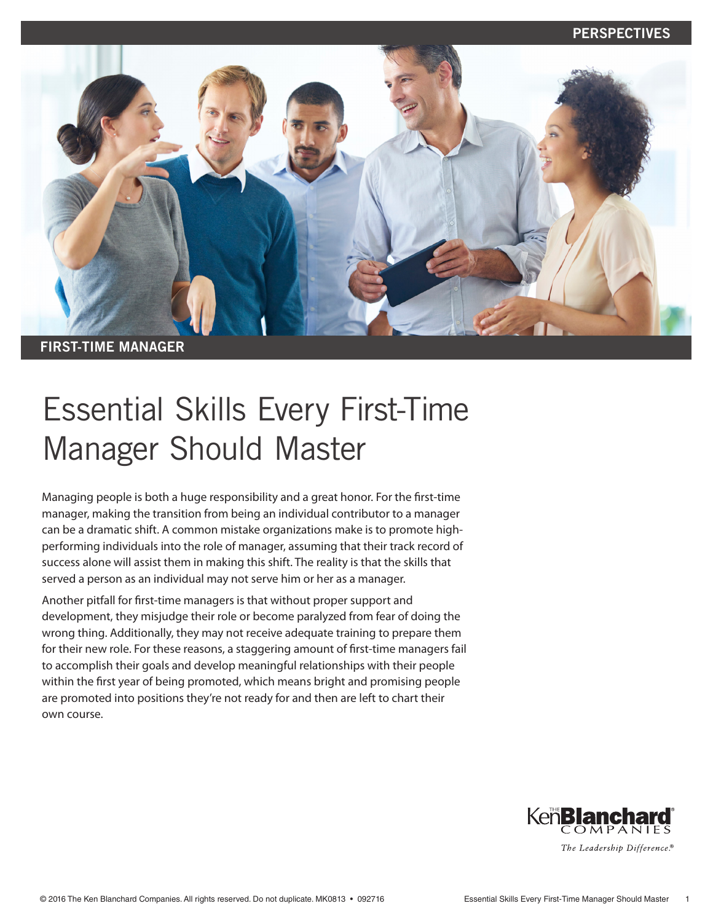PERSPECTIVES

FIRST-TIME MANAGER

# Essential Skills Every First-Time Manager Should Master

Managing people is both a huge responsibility and a great honor. For the first-time manager, making the transition from being an individual contributor to a manager can be a dramatic shift. A common mistake organizations make is to promote high-performing individuals into the role of manager, assuming that their track record of success alone will assist them in making this shift. The reality is that the skills that served a person as an individual may not serve him or her as a manager.

Another pitfall for first-time managers is that without proper support and development, they misjudge their role or become paralyzed from fear of doing the wrong thing. Additionally, they may not receive adequate training to prepare them for their new role. For these reasons, a staggering amount of first-time managers fail to accomplish their goals and develop meaningful relationships with their people within the first year of being promoted, which means bright and promising people are promoted into positions they're not ready for and then are left to chart their own course.

The Ken Blanchard Companies
*The Leadership Difference.®*

© 2016 The Ken Blanchard Companies. All rights reserved. Do not duplicate. MK0813 • 092716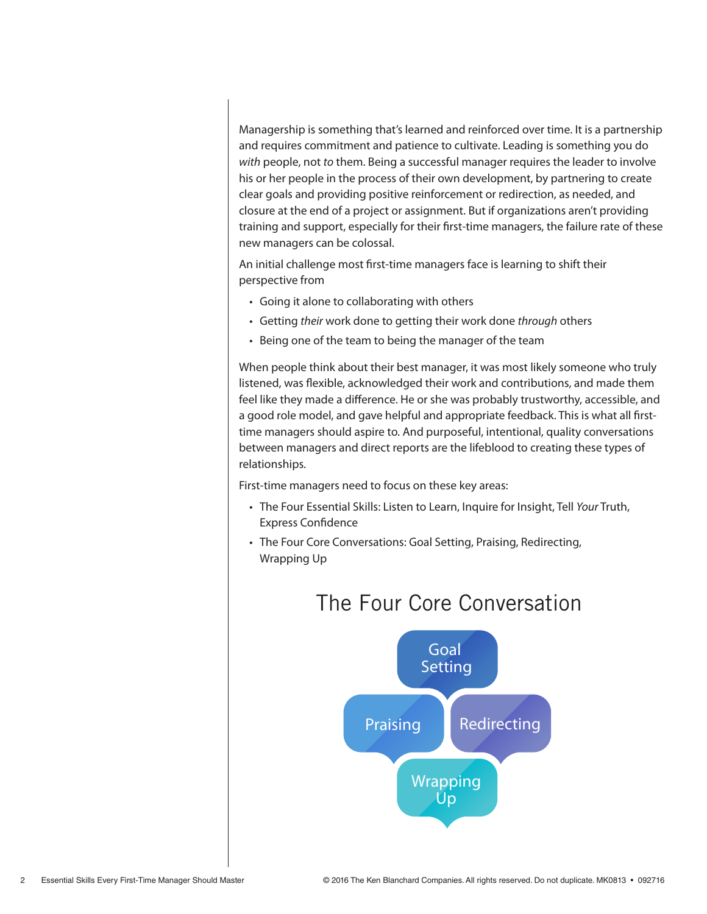Managership is something that's learned and reinforced over time. It is a partnership and requires commitment and patience to cultivate. Leading is something you do *with* people, not *to* them. Being a successful manager requires the leader to involve his or her people in the process of their own development, by partnering to create clear goals and providing positive reinforcement or redirection, as needed, and closure at the end of a project or assignment. But if organizations aren't providing training and support, especially for their first-time managers, the failure rate of these new managers can be colossal.

An initial challenge most first-time managers face is learning to shift their perspective from

- Going it alone to collaborating with others
- Getting *their* work done to getting their work done *through* others
- Being one of the team to being the manager of the team

When people think about their best manager, it was most likely someone who truly listened, was flexible, acknowledged their work and contributions, and made them feel like they made a difference. He or she was probably trustworthy, accessible, and a good role model, and gave helpful and appropriate feedback. This is what all first-time managers should aspire to. And purposeful, intentional, quality conversations between managers and direct reports are the lifeblood to creating these types of relationships.

First-time managers need to focus on these key areas:

- The Four Essential Skills: Listen to Learn, Inquire for Insight, Tell *Your* Truth, Express Confidence
- The Four Core Conversations: Goal Setting, Praising, Redirecting, Wrapping Up

## The Four Core Conversation

Goal Setting

Praising

Redirecting

Wrapping Up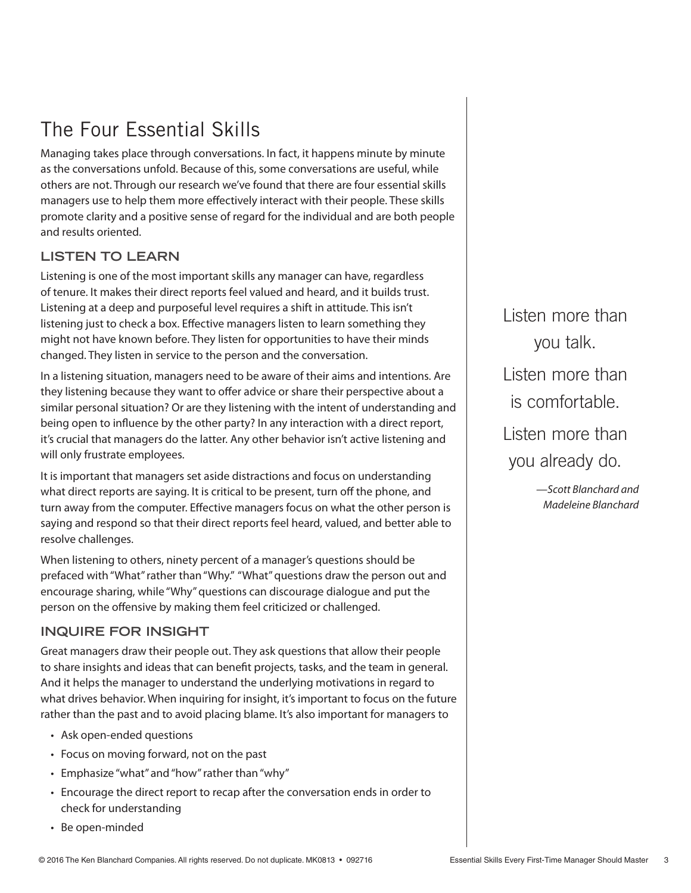# The Four Essential Skills

Managing takes place through conversations. In fact, it happens minute by minute as the conversations unfold. Because of this, some conversations are useful, while others are not. Through our research we've found that there are four essential skills managers use to help them more effectively interact with their people. These skills promote clarity and a positive sense of regard for the individual and are both people and results oriented.

## LISTEN TO LEARN

Listening is one of the most important skills any manager can have, regardless of tenure. It makes their direct reports feel valued and heard, and it builds trust. Listening at a deep and purposeful level requires a shift in attitude. This isn't listening just to check a box. Effective managers listen to learn something they might not have known before. They listen for opportunities to have their minds changed. They listen in service to the person and the conversation.

In a listening situation, managers need to be aware of their aims and intentions. Are they listening because they want to offer advice or share their perspective about a similar personal situation? Or are they listening with the intent of understanding and being open to influence by the other party? In any interaction with a direct report, it's crucial that managers do the latter. Any other behavior isn't active listening and will only frustrate employees.

It is important that managers set aside distractions and focus on understanding what direct reports are saying. It is critical to be present, turn off the phone, and turn away from the computer. Effective managers focus on what the other person is saying and respond so that their direct reports feel heard, valued, and better able to resolve challenges.

When listening to others, ninety percent of a manager's questions should be prefaced with "What" rather than "Why." "What" questions draw the person out and encourage sharing, while "Why" questions can discourage dialogue and put the person on the offensive by making them feel criticized or challenged.

> Listen more than you talk.
>
> Listen more than is comfortable.
>
> Listen more than you already do.
>
> *—Scott Blanchard and Madeleine Blanchard*

## INQUIRE FOR INSIGHT

Great managers draw their people out. They ask questions that allow their people to share insights and ideas that can benefit projects, tasks, and the team in general. And it helps the manager to understand the underlying motivations in regard to what drives behavior. When inquiring for insight, it's important to focus on the future rather than the past and to avoid placing blame. It's also important for managers to

- Ask open-ended questions
- Focus on moving forward, not on the past
- Emphasize "what" and "how" rather than "why"
- Encourage the direct report to recap after the conversation ends in order to check for understanding
- Be open-minded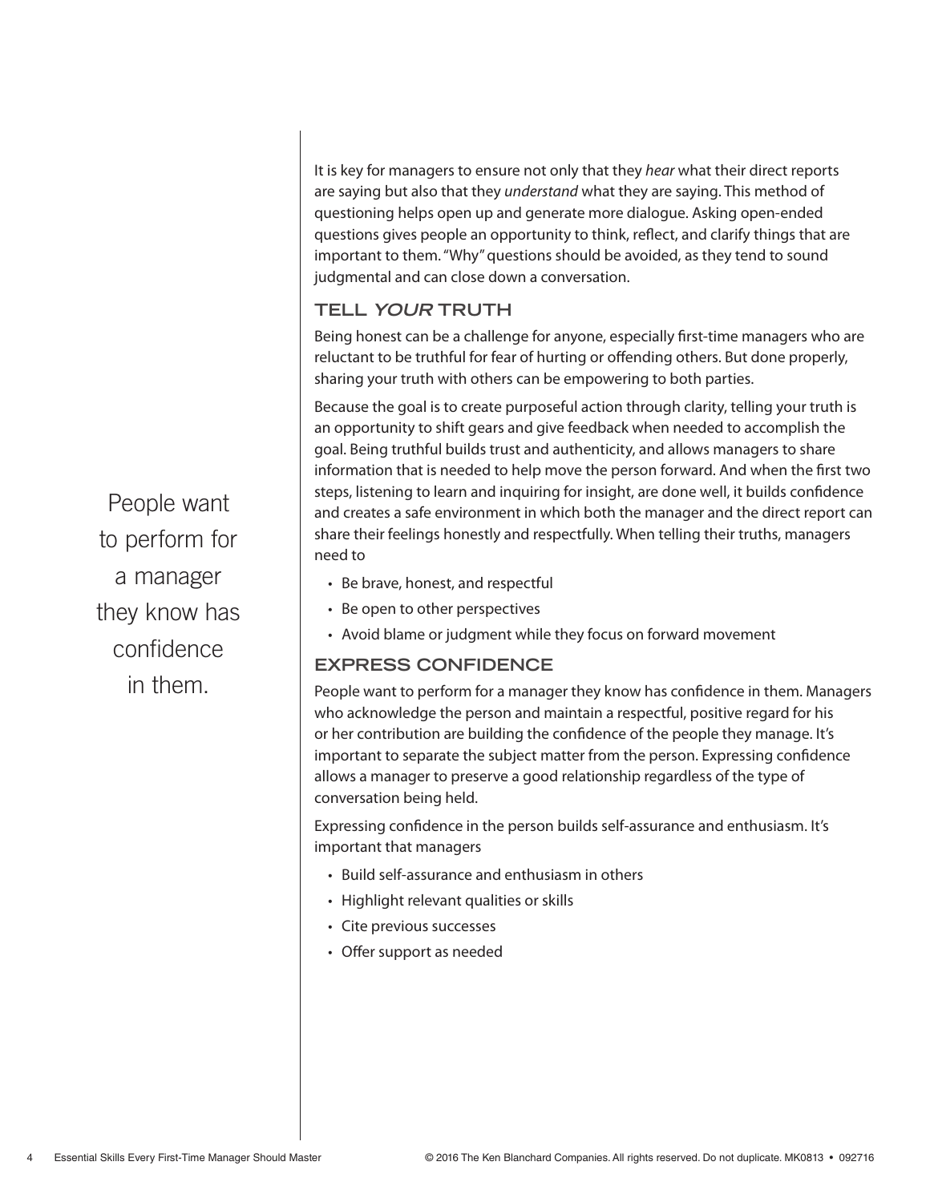It is key for managers to ensure not only that they *hear* what their direct reports are saying but also that they *understand* what they are saying. This method of questioning helps open up and generate more dialogue. Asking open-ended questions gives people an opportunity to think, reflect, and clarify things that are important to them. "Why" questions should be avoided, as they tend to sound judgmental and can close down a conversation.

## TELL *YOUR* TRUTH

Being honest can be a challenge for anyone, especially first-time managers who are reluctant to be truthful for fear of hurting or offending others. But done properly, sharing your truth with others can be empowering to both parties.

Because the goal is to create purposeful action through clarity, telling your truth is an opportunity to shift gears and give feedback when needed to accomplish the goal. Being truthful builds trust and authenticity, and allows managers to share information that is needed to help move the person forward. And when the first two steps, listening to learn and inquiring for insight, are done well, it builds confidence and creates a safe environment in which both the manager and the direct report can share their feelings honestly and respectfully. When telling their truths, managers need to

- Be brave, honest, and respectful
- Be open to other perspectives
- Avoid blame or judgment while they focus on forward movement

> People want to perform for a manager they know has confidence in them.

## EXPRESS CONFIDENCE

People want to perform for a manager they know has confidence in them. Managers who acknowledge the person and maintain a respectful, positive regard for his or her contribution are building the confidence of the people they manage. It's important to separate the subject matter from the person. Expressing confidence allows a manager to preserve a good relationship regardless of the type of conversation being held.

Expressing confidence in the person builds self-assurance and enthusiasm. It's important that managers

- Build self-assurance and enthusiasm in others
- Highlight relevant qualities or skills
- Cite previous successes
- Offer support as needed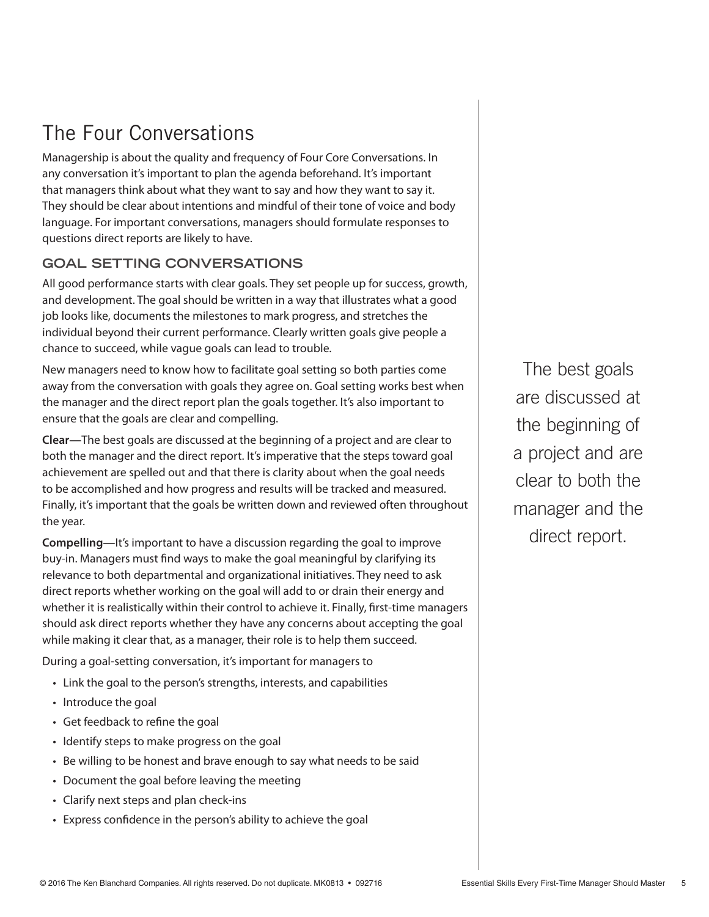# The Four Conversations

Managership is about the quality and frequency of Four Core Conversations. In any conversation it's important to plan the agenda beforehand. It's important that managers think about what they want to say and how they want to say it. They should be clear about intentions and mindful of their tone of voice and body language. For important conversations, managers should formulate responses to questions direct reports are likely to have.

## GOAL SETTING CONVERSATIONS

All good performance starts with clear goals. They set people up for success, growth, and development. The goal should be written in a way that illustrates what a good job looks like, documents the milestones to mark progress, and stretches the individual beyond their current performance. Clearly written goals give people a chance to succeed, while vague goals can lead to trouble.

New managers need to know how to facilitate goal setting so both parties come away from the conversation with goals they agree on. Goal setting works best when the manager and the direct report plan the goals together. It's also important to ensure that the goals are clear and compelling.

**Clear**—The best goals are discussed at the beginning of a project and are clear to both the manager and the direct report. It's imperative that the steps toward goal achievement are spelled out and that there is clarity about when the goal needs to be accomplished and how progress and results will be tracked and measured. Finally, it's important that the goals be written down and reviewed often throughout the year.

**Compelling**—It's important to have a discussion regarding the goal to improve buy-in. Managers must find ways to make the goal meaningful by clarifying its relevance to both departmental and organizational initiatives. They need to ask direct reports whether working on the goal will add to or drain their energy and whether it is realistically within their control to achieve it. Finally, first-time managers should ask direct reports whether they have any concerns about accepting the goal while making it clear that, as a manager, their role is to help them succeed.

During a goal-setting conversation, it's important for managers to

- Link the goal to the person's strengths, interests, and capabilities
- Introduce the goal
- Get feedback to refine the goal
- Identify steps to make progress on the goal
- Be willing to be honest and brave enough to say what needs to be said
- Document the goal before leaving the meeting
- Clarify next steps and plan check-ins
- Express confidence in the person's ability to achieve the goal

> The best goals are discussed at the beginning of a project and are clear to both the manager and the direct report.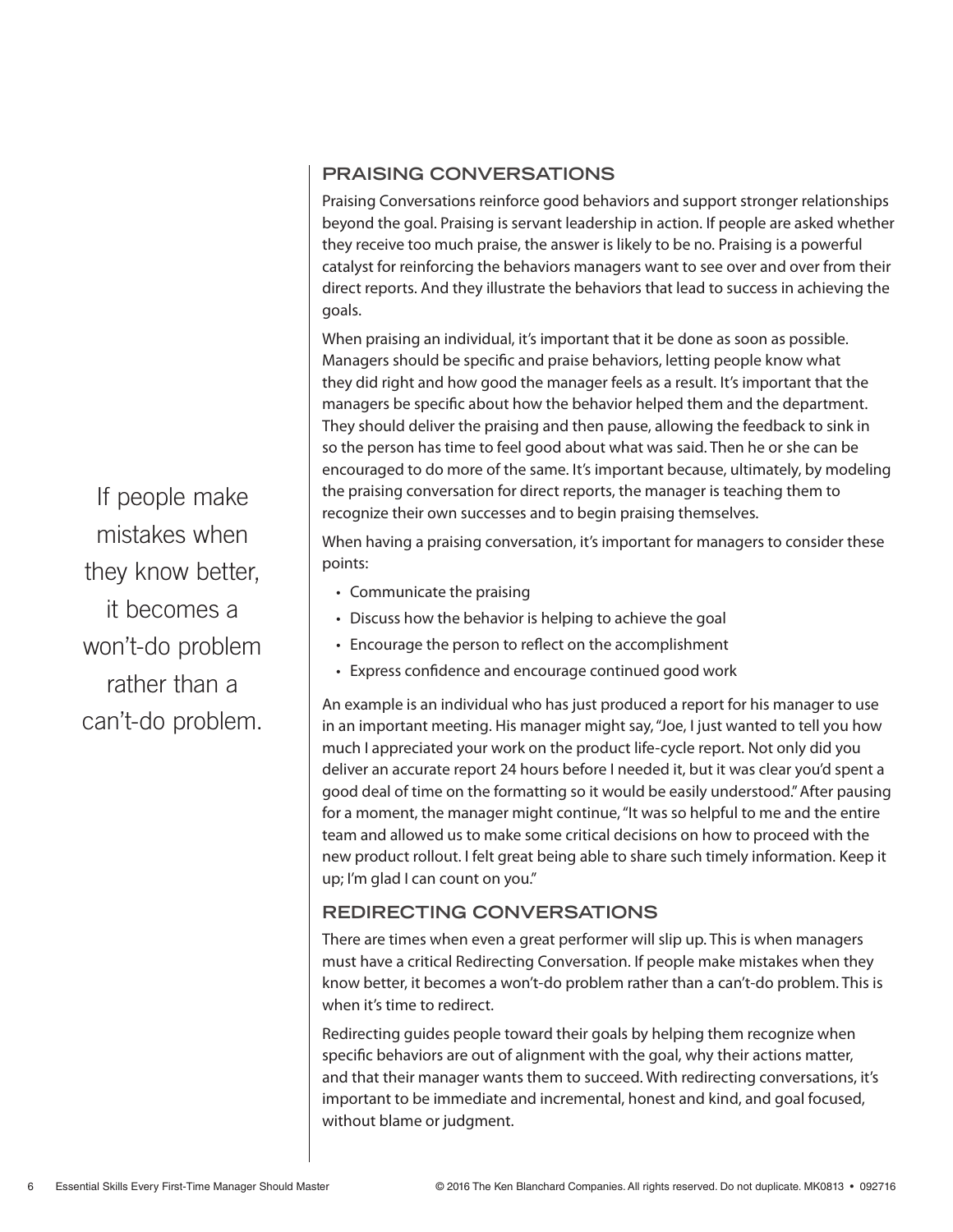> If people make mistakes when they know better, it becomes a won't-do problem rather than a can't-do problem.

## PRAISING CONVERSATIONS

Praising Conversations reinforce good behaviors and support stronger relationships beyond the goal. Praising is servant leadership in action. If people are asked whether they receive too much praise, the answer is likely to be no. Praising is a powerful catalyst for reinforcing the behaviors managers want to see over and over from their direct reports. And they illustrate the behaviors that lead to success in achieving the goals.

When praising an individual, it's important that it be done as soon as possible. Managers should be specific and praise behaviors, letting people know what they did right and how good the manager feels as a result. It's important that the managers be specific about how the behavior helped them and the department. They should deliver the praising and then pause, allowing the feedback to sink in so the person has time to feel good about what was said. Then he or she can be encouraged to do more of the same. It's important because, ultimately, by modeling the praising conversation for direct reports, the manager is teaching them to recognize their own successes and to begin praising themselves.

When having a praising conversation, it's important for managers to consider these points:

- Communicate the praising
- Discuss how the behavior is helping to achieve the goal
- Encourage the person to reflect on the accomplishment
- Express confidence and encourage continued good work

An example is an individual who has just produced a report for his manager to use in an important meeting. His manager might say, "Joe, I just wanted to tell you how much I appreciated your work on the product life-cycle report. Not only did you deliver an accurate report 24 hours before I needed it, but it was clear you'd spent a good deal of time on the formatting so it would be easily understood." After pausing for a moment, the manager might continue, "It was so helpful to me and the entire team and allowed us to make some critical decisions on how to proceed with the new product rollout. I felt great being able to share such timely information. Keep it up; I'm glad I can count on you."

## REDIRECTING CONVERSATIONS

There are times when even a great performer will slip up. This is when managers must have a critical Redirecting Conversation. If people make mistakes when they know better, it becomes a won't-do problem rather than a can't-do problem. This is when it's time to redirect.

Redirecting guides people toward their goals by helping them recognize when specific behaviors are out of alignment with the goal, why their actions matter, and that their manager wants them to succeed. With redirecting conversations, it's important to be immediate and incremental, honest and kind, and goal focused, without blame or judgment.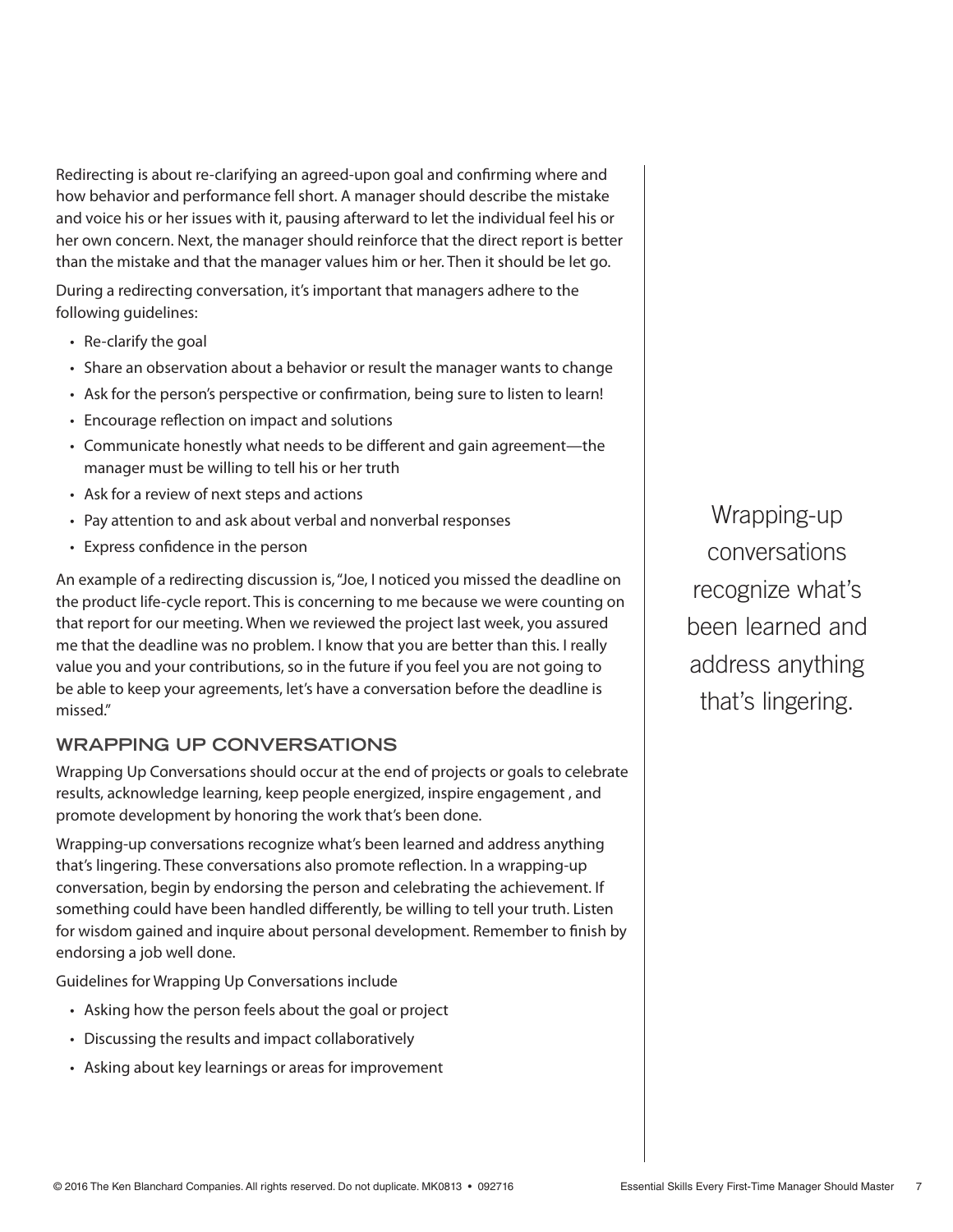Redirecting is about re-clarifying an agreed-upon goal and confirming where and how behavior and performance fell short. A manager should describe the mistake and voice his or her issues with it, pausing afterward to let the individual feel his or her own concern. Next, the manager should reinforce that the direct report is better than the mistake and that the manager values him or her. Then it should be let go.

During a redirecting conversation, it's important that managers adhere to the following guidelines:

- Re-clarify the goal
- Share an observation about a behavior or result the manager wants to change
- Ask for the person's perspective or confirmation, being sure to listen to learn!
- Encourage reflection on impact and solutions
- Communicate honestly what needs to be different and gain agreement—the manager must be willing to tell his or her truth
- Ask for a review of next steps and actions
- Pay attention to and ask about verbal and nonverbal responses
- Express confidence in the person

An example of a redirecting discussion is, "Joe, I noticed you missed the deadline on the product life-cycle report. This is concerning to me because we were counting on that report for our meeting. When we reviewed the project last week, you assured me that the deadline was no problem. I know that you are better than this. I really value you and your contributions, so in the future if you feel you are not going to be able to keep your agreements, let's have a conversation before the deadline is missed."

## WRAPPING UP CONVERSATIONS

Wrapping Up Conversations should occur at the end of projects or goals to celebrate results, acknowledge learning, keep people energized, inspire engagement , and promote development by honoring the work that's been done.

Wrapping-up conversations recognize what's been learned and address anything that's lingering. These conversations also promote reflection. In a wrapping-up conversation, begin by endorsing the person and celebrating the achievement. If something could have been handled differently, be willing to tell your truth. Listen for wisdom gained and inquire about personal development. Remember to finish by endorsing a job well done.

Guidelines for Wrapping Up Conversations include

- Asking how the person feels about the goal or project
- Discussing the results and impact collaboratively
- Asking about key learnings or areas for improvement

> Wrapping-up conversations recognize what's been learned and address anything that's lingering.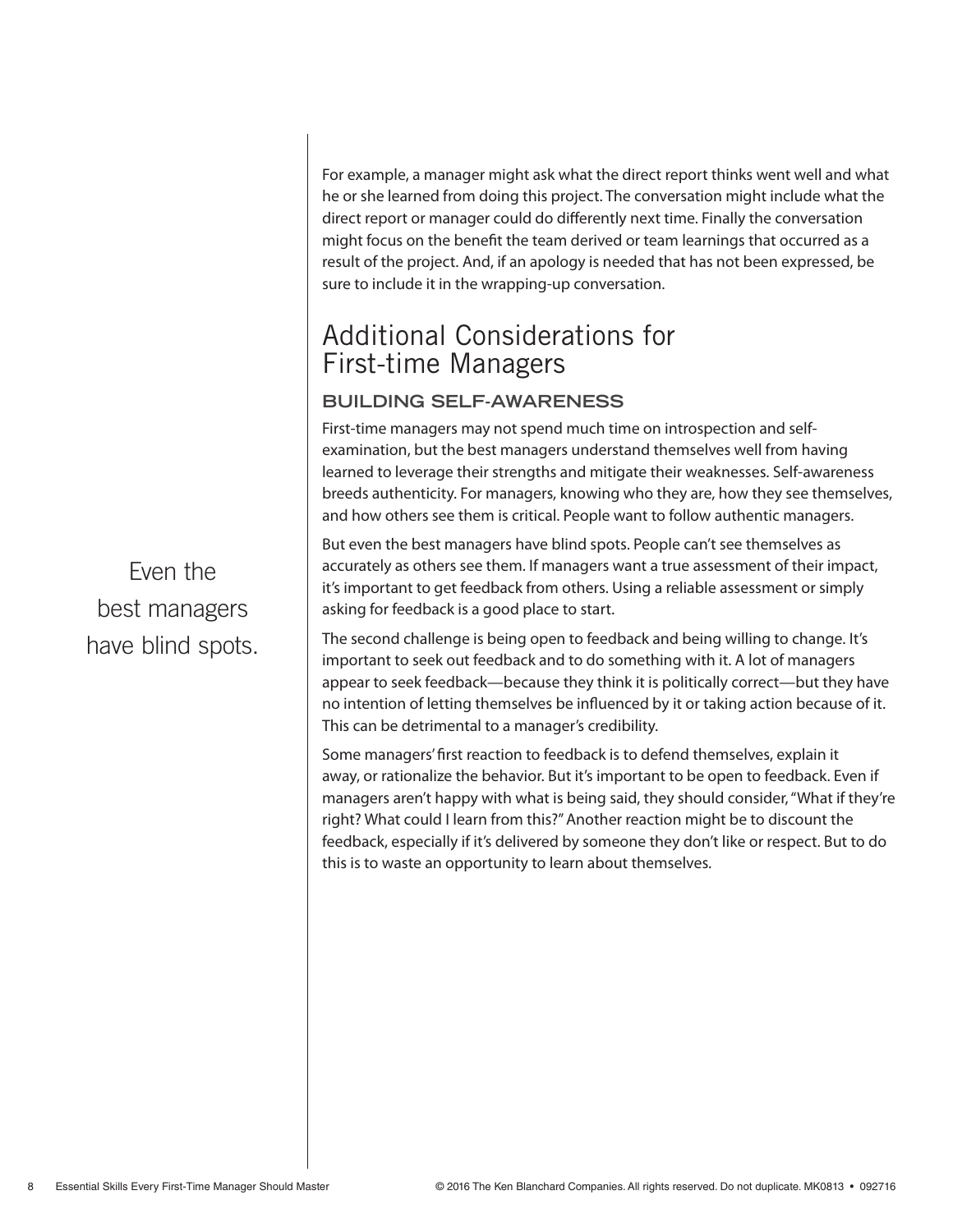For example, a manager might ask what the direct report thinks went well and what he or she learned from doing this project. The conversation might include what the direct report or manager could do differently next time. Finally the conversation might focus on the benefit the team derived or team learnings that occurred as a result of the project. And, if an apology is needed that has not been expressed, be sure to include it in the wrapping-up conversation.

## Additional Considerations for First-time Managers

### BUILDING SELF-AWARENESS

First-time managers may not spend much time on introspection and self-examination, but the best managers understand themselves well from having learned to leverage their strengths and mitigate their weaknesses. Self-awareness breeds authenticity. For managers, knowing who they are, how they see themselves, and how others see them is critical. People want to follow authentic managers.

> Even the best managers have blind spots.

But even the best managers have blind spots. People can't see themselves as accurately as others see them. If managers want a true assessment of their impact, it's important to get feedback from others. Using a reliable assessment or simply asking for feedback is a good place to start.

The second challenge is being open to feedback and being willing to change. It's important to seek out feedback and to do something with it. A lot of managers appear to seek feedback—because they think it is politically correct—but they have no intention of letting themselves be influenced by it or taking action because of it. This can be detrimental to a manager's credibility.

Some managers' first reaction to feedback is to defend themselves, explain it away, or rationalize the behavior. But it's important to be open to feedback. Even if managers aren't happy with what is being said, they should consider, "What if they're right? What could I learn from this?" Another reaction might be to discount the feedback, especially if it's delivered by someone they don't like or respect. But to do this is to waste an opportunity to learn about themselves.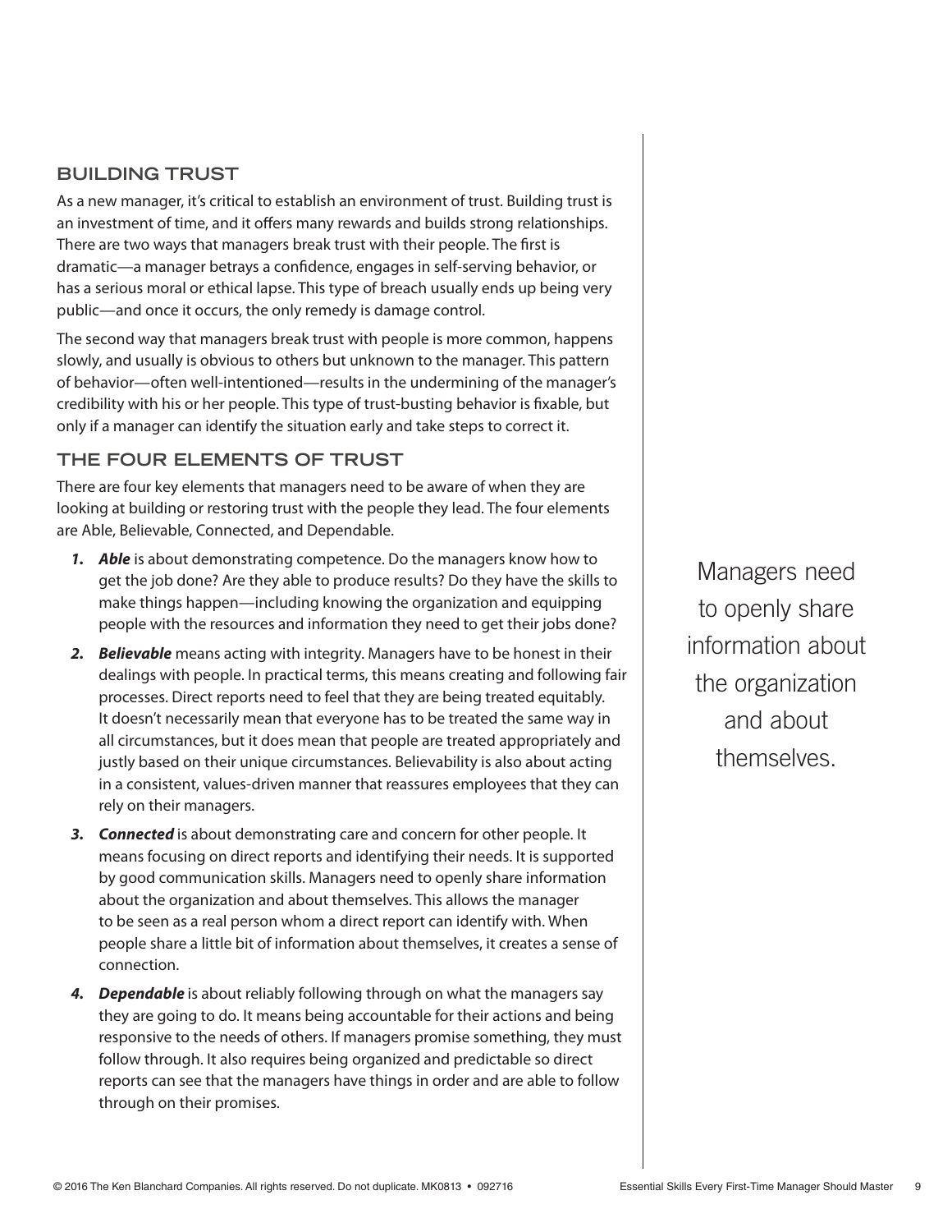## BUILDING TRUST

As a new manager, it's critical to establish an environment of trust. Building trust is an investment of time, and it offers many rewards and builds strong relationships. There are two ways that managers break trust with their people. The first is dramatic—a manager betrays a confidence, engages in self-serving behavior, or has a serious moral or ethical lapse. This type of breach usually ends up being very public—and once it occurs, the only remedy is damage control.

The second way that managers break trust with people is more common, happens slowly, and usually is obvious to others but unknown to the manager. This pattern of behavior—often well-intentioned—results in the undermining of the manager's credibility with his or her people. This type of trust-busting behavior is fixable, but only if a manager can identify the situation early and take steps to correct it.

## THE FOUR ELEMENTS OF TRUST

There are four key elements that managers need to be aware of when they are looking at building or restoring trust with the people they lead. The four elements are Able, Believable, Connected, and Dependable.

1. ***Able*** is about demonstrating competence. Do the managers know how to get the job done? Are they able to produce results? Do they have the skills to make things happen—including knowing the organization and equipping people with the resources and information they need to get their jobs done?
2. ***Believable*** means acting with integrity. Managers have to be honest in their dealings with people. In practical terms, this means creating and following fair processes. Direct reports need to feel that they are being treated equitably. It doesn't necessarily mean that everyone has to be treated the same way in all circumstances, but it does mean that people are treated appropriately and justly based on their unique circumstances. Believability is also about acting in a consistent, values-driven manner that reassures employees that they can rely on their managers.
3. ***Connected*** is about demonstrating care and concern for other people. It means focusing on direct reports and identifying their needs. It is supported by good communication skills. Managers need to openly share information about the organization and about themselves. This allows the manager to be seen as a real person whom a direct report can identify with. When people share a little bit of information about themselves, it creates a sense of connection.
4. ***Dependable*** is about reliably following through on what the managers say they are going to do. It means being accountable for their actions and being responsive to the needs of others. If managers promise something, they must follow through. It also requires being organized and predictable so direct reports can see that the managers have things in order and are able to follow through on their promises.

> Managers need to openly share information about the organization and about themselves.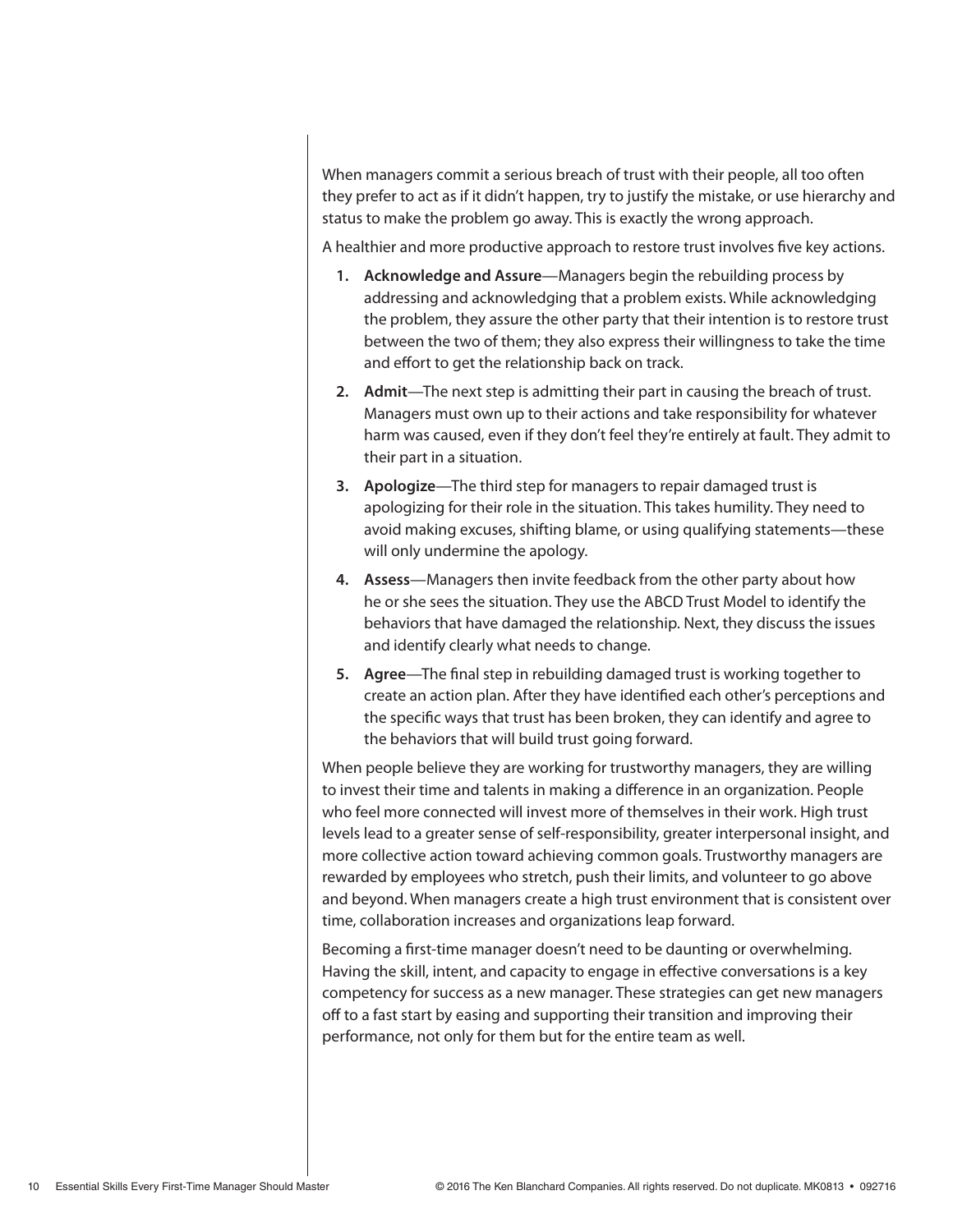When managers commit a serious breach of trust with their people, all too often they prefer to act as if it didn't happen, try to justify the mistake, or use hierarchy and status to make the problem go away. This is exactly the wrong approach.

A healthier and more productive approach to restore trust involves five key actions.

1. **Acknowledge and Assure**—Managers begin the rebuilding process by addressing and acknowledging that a problem exists. While acknowledging the problem, they assure the other party that their intention is to restore trust between the two of them; they also express their willingness to take the time and effort to get the relationship back on track.
2. **Admit**—The next step is admitting their part in causing the breach of trust. Managers must own up to their actions and take responsibility for whatever harm was caused, even if they don't feel they're entirely at fault. They admit to their part in a situation.
3. **Apologize**—The third step for managers to repair damaged trust is apologizing for their role in the situation. This takes humility. They need to avoid making excuses, shifting blame, or using qualifying statements—these will only undermine the apology.
4. **Assess**—Managers then invite feedback from the other party about how he or she sees the situation. They use the ABCD Trust Model to identify the behaviors that have damaged the relationship. Next, they discuss the issues and identify clearly what needs to change.
5. **Agree**—The final step in rebuilding damaged trust is working together to create an action plan. After they have identified each other's perceptions and the specific ways that trust has been broken, they can identify and agree to the behaviors that will build trust going forward.

When people believe they are working for trustworthy managers, they are willing to invest their time and talents in making a difference in an organization. People who feel more connected will invest more of themselves in their work. High trust levels lead to a greater sense of self-responsibility, greater interpersonal insight, and more collective action toward achieving common goals. Trustworthy managers are rewarded by employees who stretch, push their limits, and volunteer to go above and beyond. When managers create a high trust environment that is consistent over time, collaboration increases and organizations leap forward.

Becoming a first-time manager doesn't need to be daunting or overwhelming. Having the skill, intent, and capacity to engage in effective conversations is a key competency for success as a new manager. These strategies can get new managers off to a fast start by easing and supporting their transition and improving their performance, not only for them but for the entire team as well.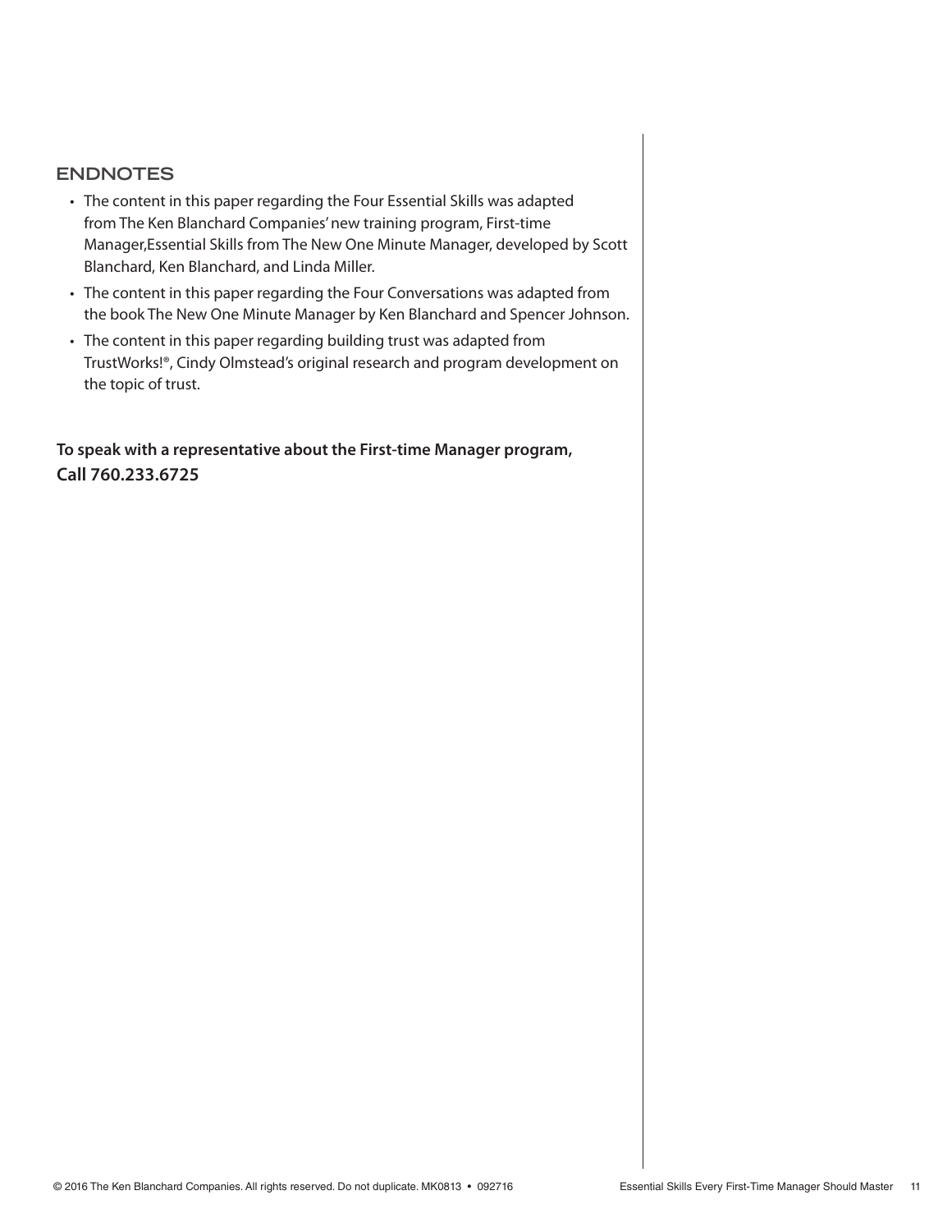## ENDNOTES

- The content in this paper regarding the Four Essential Skills was adapted from The Ken Blanchard Companies' new training program, First-time Manager,Essential Skills from The New One Minute Manager, developed by Scott Blanchard, Ken Blanchard, and Linda Miller.
- The content in this paper regarding the Four Conversations was adapted from the book The New One Minute Manager by Ken Blanchard and Spencer Johnson.
- The content in this paper regarding building trust was adapted from TrustWorks!®, Cindy Olmstead's original research and program development on the topic of trust.

**To speak with a representative about the First-time Manager program, Call 760.233.6725**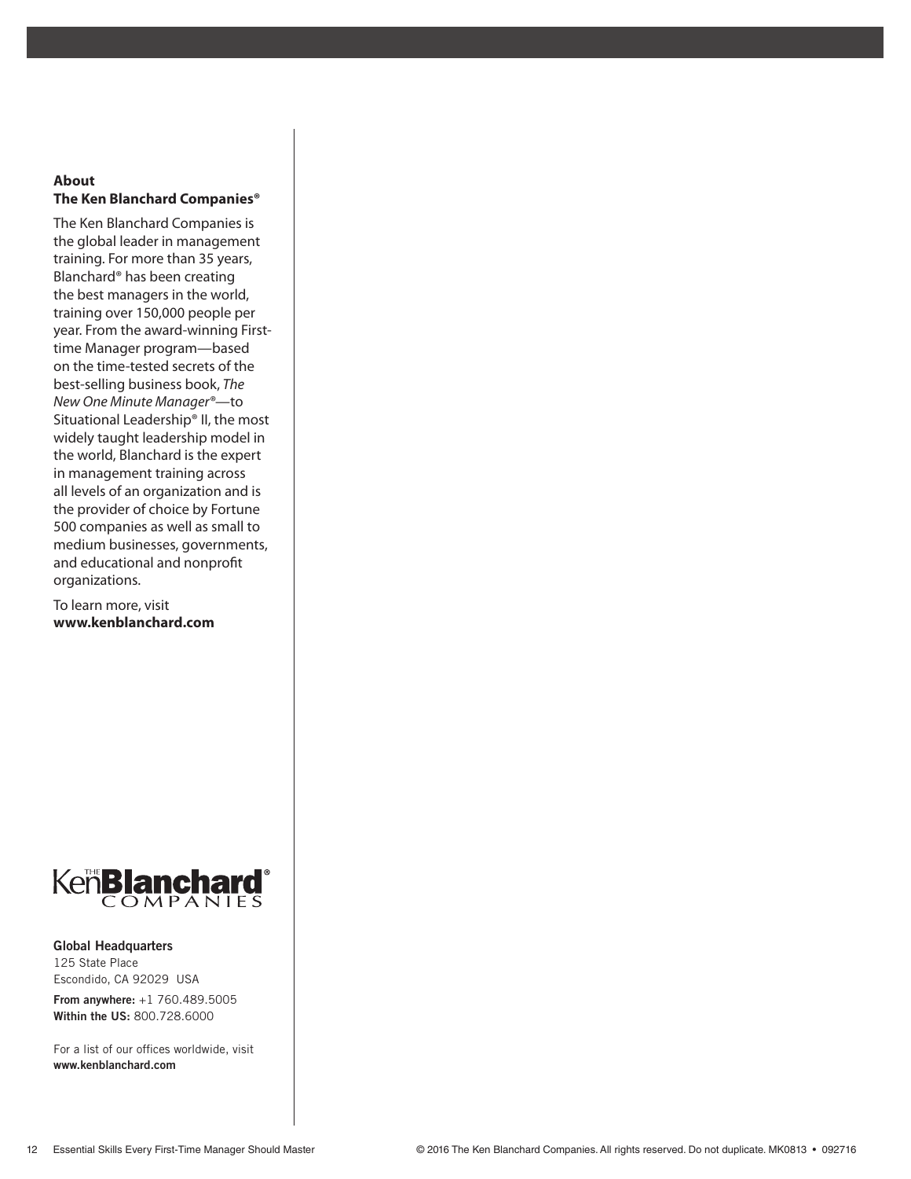### About
### The Ken Blanchard Companies®

The Ken Blanchard Companies is the global leader in management training. For more than 35 years, Blanchard® has been creating the best managers in the world, training over 150,000 people per year. From the award-winning First-time Manager program—based on the time-tested secrets of the best-selling business book, *The New One Minute Manager®*—to Situational Leadership® II, the most widely taught leadership model in the world, Blanchard is the expert in management training across all levels of an organization and is the provider of choice by Fortune 500 companies as well as small to medium businesses, governments, and educational and nonprofit organizations.

To learn more, visit
**www.kenblanchard.com**

The Ken Blanchard® Companies

**Global Headquarters**
125 State Place
Escondido, CA 92029 USA

**From anywhere:** +1 760.489.5005
**Within the US:** 800.728.6000

For a list of our offices worldwide, visit
**www.kenblanchard.com**

© 2016 The Ken Blanchard Companies. All rights reserved. Do not duplicate. MK0813 • 092716